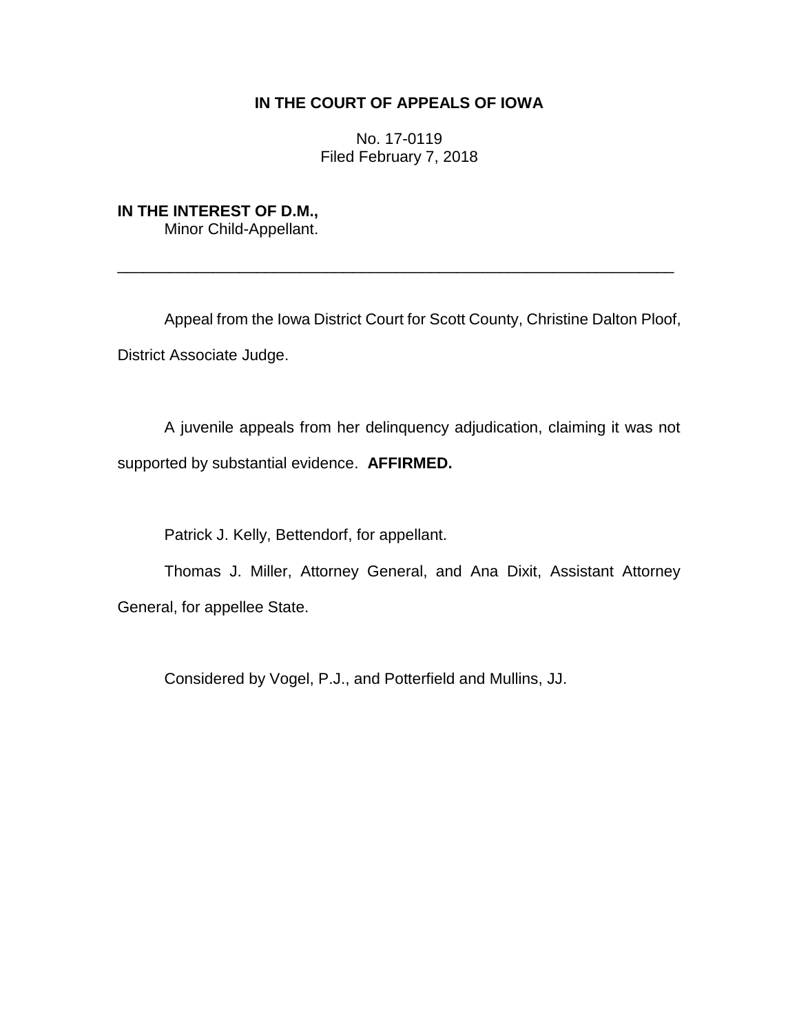# IN THE COURT OF APPEALS OF IOWA

No. 17-0119
Filed February 7, 2018

**IN THE INTEREST OF D.M.,**
Minor Child-Appellant.

---

Appeal from the Iowa District Court for Scott County, Christine Dalton Ploof, District Associate Judge.

A juvenile appeals from her delinquency adjudication, claiming it was not supported by substantial evidence. **AFFIRMED.**

Patrick J. Kelly, Bettendorf, for appellant.

Thomas J. Miller, Attorney General, and Ana Dixit, Assistant Attorney General, for appellee State.

Considered by Vogel, P.J., and Potterfield and Mullins, JJ.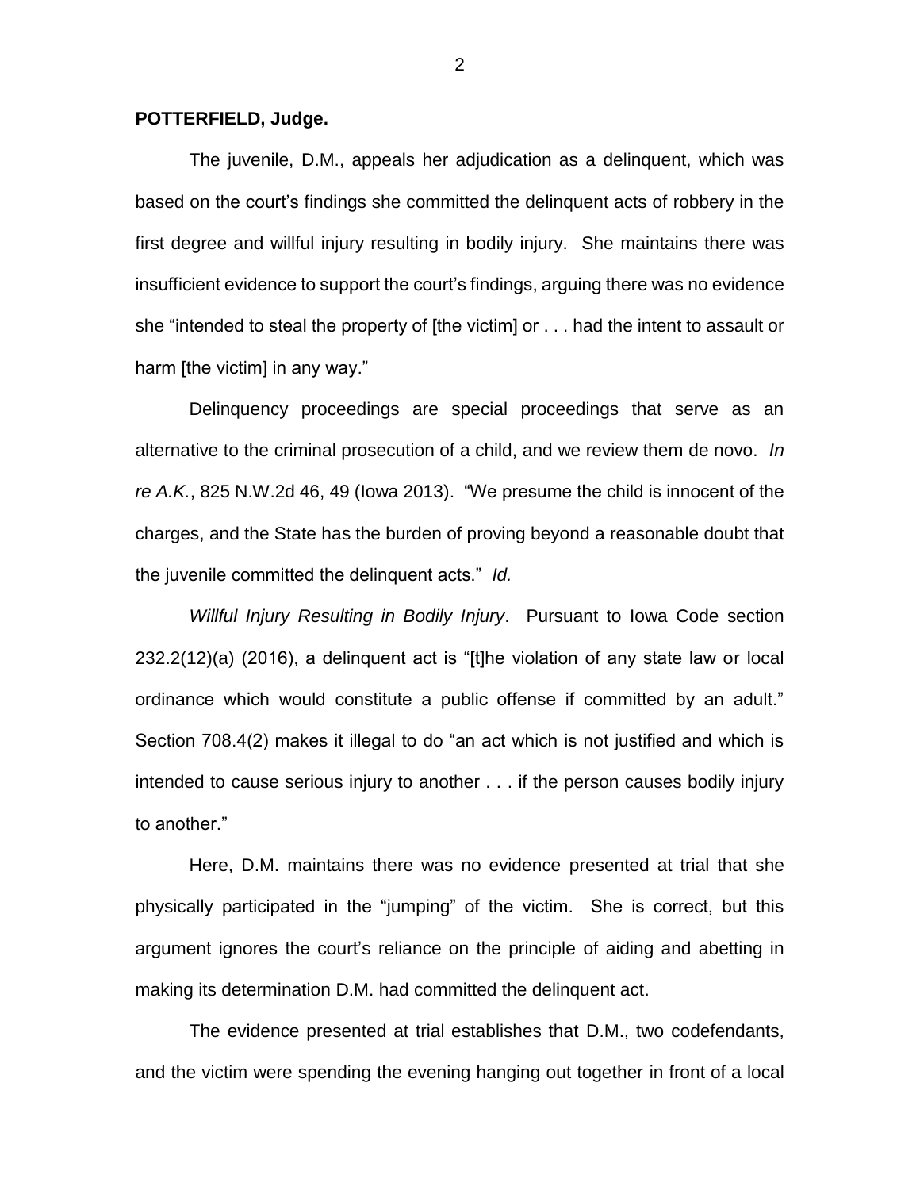**POTTERFIELD, Judge.**

The juvenile, D.M., appeals her adjudication as a delinquent, which was based on the court's findings she committed the delinquent acts of robbery in the first degree and willful injury resulting in bodily injury. She maintains there was insufficient evidence to support the court's findings, arguing there was no evidence she "intended to steal the property of [the victim] or . . . had the intent to assault or harm [the victim] in any way."

Delinquency proceedings are special proceedings that serve as an alternative to the criminal prosecution of a child, and we review them de novo. *In re A.K.*, 825 N.W.2d 46, 49 (Iowa 2013). "We presume the child is innocent of the charges, and the State has the burden of proving beyond a reasonable doubt that the juvenile committed the delinquent acts." *Id.*

*Willful Injury Resulting in Bodily Injury*. Pursuant to Iowa Code section 232.2(12)(a) (2016), a delinquent act is "[t]he violation of any state law or local ordinance which would constitute a public offense if committed by an adult." Section 708.4(2) makes it illegal to do "an act which is not justified and which is intended to cause serious injury to another . . . if the person causes bodily injury to another."

Here, D.M. maintains there was no evidence presented at trial that she physically participated in the "jumping" of the victim. She is correct, but this argument ignores the court's reliance on the principle of aiding and abetting in making its determination D.M. had committed the delinquent act.

The evidence presented at trial establishes that D.M., two codefendants, and the victim were spending the evening hanging out together in front of a local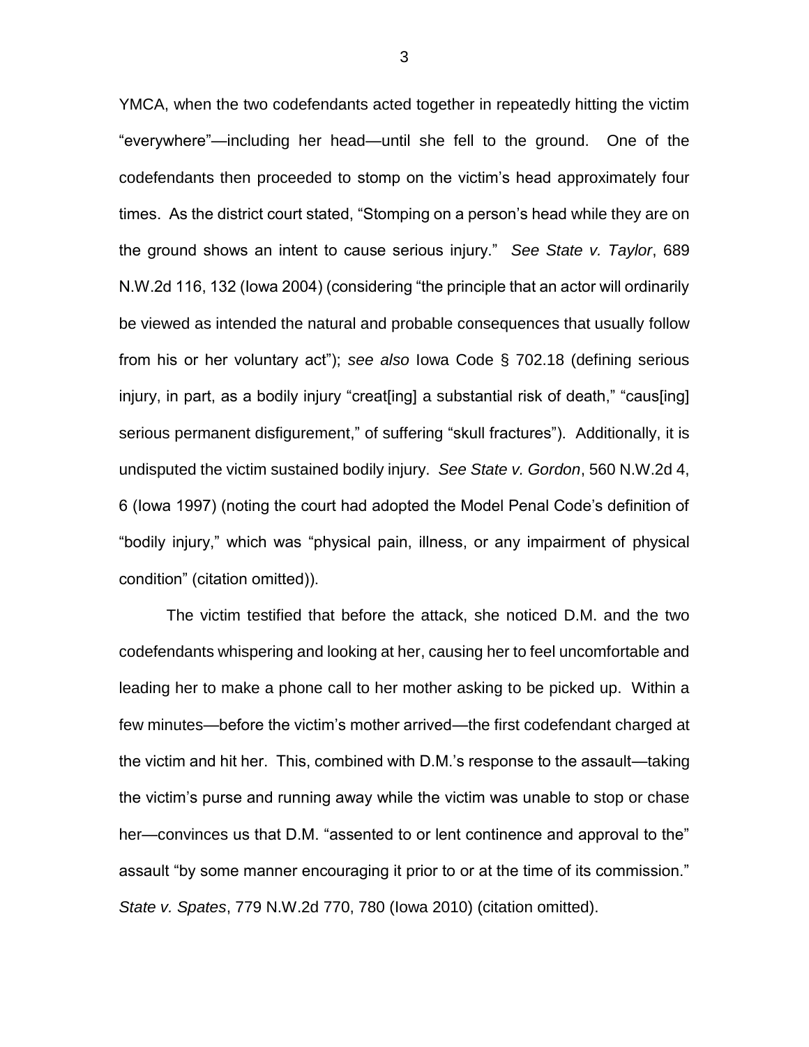YMCA, when the two codefendants acted together in repeatedly hitting the victim "everywhere"—including her head—until she fell to the ground. One of the codefendants then proceeded to stomp on the victim's head approximately four times. As the district court stated, "Stomping on a person's head while they are on the ground shows an intent to cause serious injury." *See State v. Taylor*, 689 N.W.2d 116, 132 (Iowa 2004) (considering "the principle that an actor will ordinarily be viewed as intended the natural and probable consequences that usually follow from his or her voluntary act"); *see also* Iowa Code § 702.18 (defining serious injury, in part, as a bodily injury "creat[ing] a substantial risk of death," "caus[ing] serious permanent disfigurement," of suffering "skull fractures"). Additionally, it is undisputed the victim sustained bodily injury. *See State v. Gordon*, 560 N.W.2d 4, 6 (Iowa 1997) (noting the court had adopted the Model Penal Code's definition of "bodily injury," which was "physical pain, illness, or any impairment of physical condition" (citation omitted)).

The victim testified that before the attack, she noticed D.M. and the two codefendants whispering and looking at her, causing her to feel uncomfortable and leading her to make a phone call to her mother asking to be picked up. Within a few minutes—before the victim's mother arrived—the first codefendant charged at the victim and hit her. This, combined with D.M.'s response to the assault—taking the victim's purse and running away while the victim was unable to stop or chase her—convinces us that D.M. "assented to or lent continence and approval to the" assault "by some manner encouraging it prior to or at the time of its commission." *State v. Spates*, 779 N.W.2d 770, 780 (Iowa 2010) (citation omitted).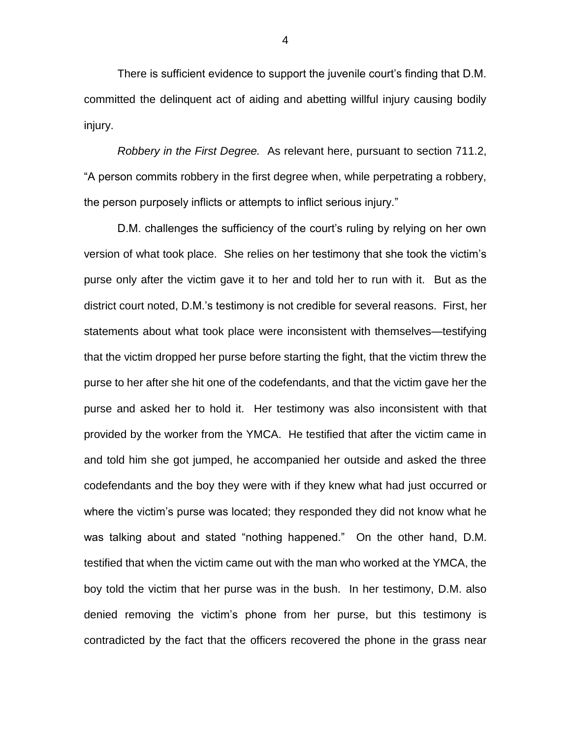There is sufficient evidence to support the juvenile court's finding that D.M. committed the delinquent act of aiding and abetting willful injury causing bodily injury.

*Robbery in the First Degree.* As relevant here, pursuant to section 711.2, "A person commits robbery in the first degree when, while perpetrating a robbery, the person purposely inflicts or attempts to inflict serious injury."

D.M. challenges the sufficiency of the court's ruling by relying on her own version of what took place. She relies on her testimony that she took the victim's purse only after the victim gave it to her and told her to run with it. But as the district court noted, D.M.'s testimony is not credible for several reasons. First, her statements about what took place were inconsistent with themselves—testifying that the victim dropped her purse before starting the fight, that the victim threw the purse to her after she hit one of the codefendants, and that the victim gave her the purse and asked her to hold it. Her testimony was also inconsistent with that provided by the worker from the YMCA. He testified that after the victim came in and told him she got jumped, he accompanied her outside and asked the three codefendants and the boy they were with if they knew what had just occurred or where the victim's purse was located; they responded they did not know what he was talking about and stated "nothing happened." On the other hand, D.M. testified that when the victim came out with the man who worked at the YMCA, the boy told the victim that her purse was in the bush. In her testimony, D.M. also denied removing the victim's phone from her purse, but this testimony is contradicted by the fact that the officers recovered the phone in the grass near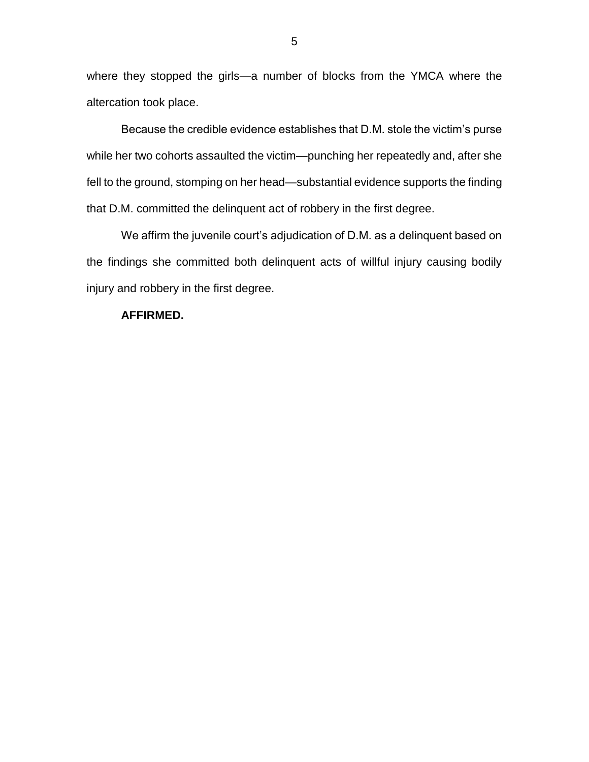where they stopped the girls—a number of blocks from the YMCA where the altercation took place.

Because the credible evidence establishes that D.M. stole the victim's purse while her two cohorts assaulted the victim—punching her repeatedly and, after she fell to the ground, stomping on her head—substantial evidence supports the finding that D.M. committed the delinquent act of robbery in the first degree.

We affirm the juvenile court's adjudication of D.M. as a delinquent based on the findings she committed both delinquent acts of willful injury causing bodily injury and robbery in the first degree.

**AFFIRMED.**